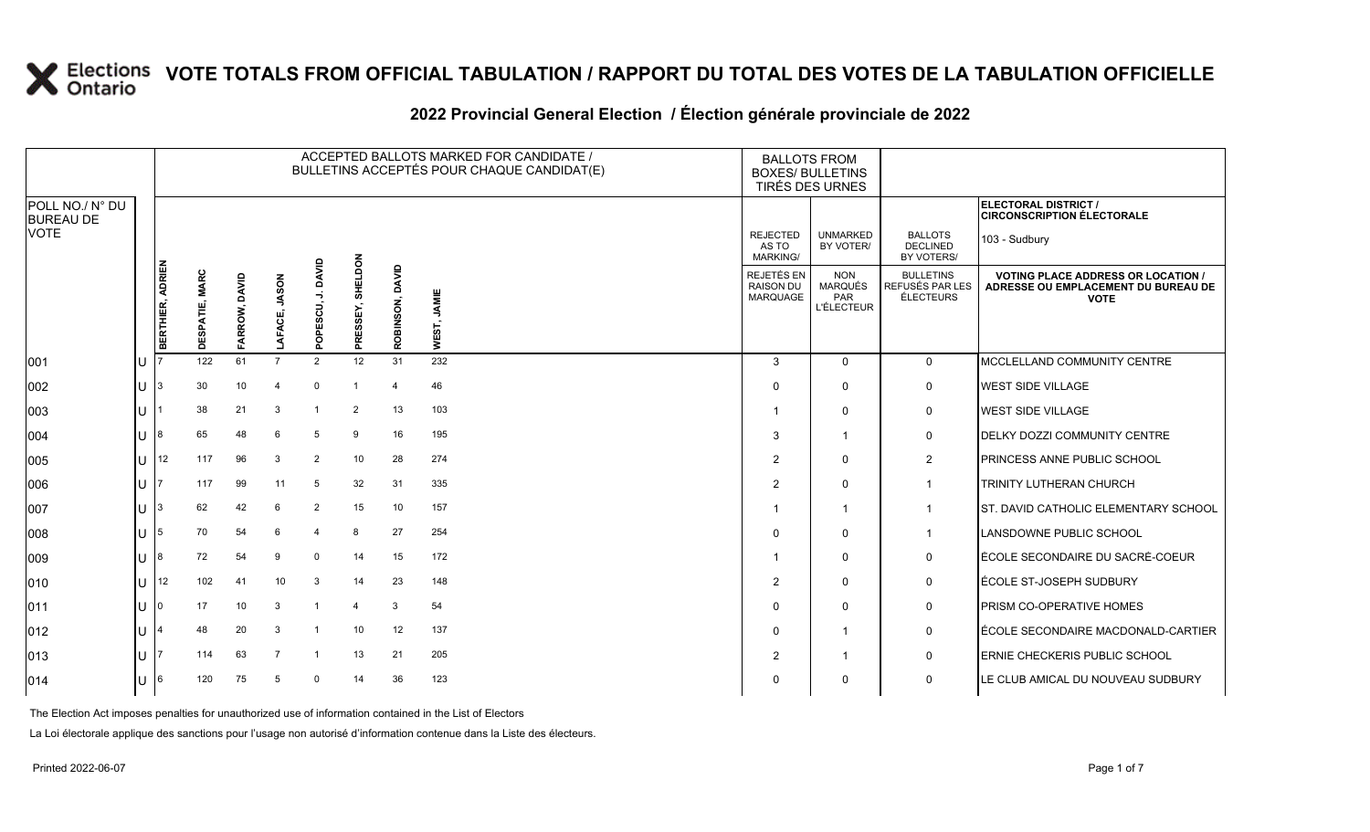# VOTE TOTALS FROM OFFICIAL TABULATION / RAPPORT DU TOTAL DES VOTES DE LA TABULATION OFFICIELLE

## 2022 Provincial General Election / Élection générale provinciale de 2022

| POLL NO./ N° DU BUREAU DE VOTE | | ACCEPTED BALLOTS MARKED FOR CANDIDATE / BULLETINS ACCEPTÉS POUR CHAQUE CANDIDAT(E) | | | | | | | | BALLOTS FROM BOXES/ BULLETINS TIRÉS DES URNES | | | ELECTORAL DISTRICT / CIRCONSCRIPTION ÉLECTORALE 103 - Sudbury |
|---|---|---|---|---|---|---|---|---|---|---|---|---|---|
| | | BERTHIER, ADRIEN | DESPATIE, MARC | FARROW, DAVID | LAFACE, JASON | POPESCU, J. DAVID | PRESSEY, SHELDON | ROBINSON, DAVID | WEST, JAMIE | REJECTED AS TO MARKING/ REJETÉS EN RAISON DU MARQUAGE | UNMARKED BY VOTER/ NON MARQUÉS PAR L'ÉLECTEUR | BALLOTS DECLINED BY VOTERS/ BULLETINS REFUSÉS PAR LES ÉLECTEURS | VOTING PLACE ADDRESS OR LOCATION / ADRESSE OU EMPLACEMENT DU BUREAU DE VOTE |
| 001 | U | 7 | 122 | 61 | 7 | 2 | 12 | 31 | 232 | 3 | 0 | 0 | MCCLELLAND COMMUNITY CENTRE |
| 002 | U | 3 | 30 | 10 | 4 | 0 | 1 | 4 | 46 | 0 | 0 | 0 | WEST SIDE VILLAGE |
| 003 | U | 1 | 38 | 21 | 3 | 1 | 2 | 13 | 103 | 1 | 0 | 0 | WEST SIDE VILLAGE |
| 004 | U | 8 | 65 | 48 | 6 | 5 | 9 | 16 | 195 | 3 | 1 | 0 | DELKY DOZZI COMMUNITY CENTRE |
| 005 | U | 12 | 117 | 96 | 3 | 2 | 10 | 28 | 274 | 2 | 0 | 2 | PRINCESS ANNE PUBLIC SCHOOL |
| 006 | U | 7 | 117 | 99 | 11 | 5 | 32 | 31 | 335 | 2 | 0 | 1 | TRINITY LUTHERAN CHURCH |
| 007 | U | 3 | 62 | 42 | 6 | 2 | 15 | 10 | 157 | 1 | 1 | 1 | ST. DAVID CATHOLIC ELEMENTARY SCHOOL |
| 008 | U | 5 | 70 | 54 | 6 | 4 | 8 | 27 | 254 | 0 | 0 | 1 | LANSDOWNE PUBLIC SCHOOL |
| 009 | U | 8 | 72 | 54 | 9 | 0 | 14 | 15 | 172 | 1 | 0 | 0 | ÉCOLE SECONDAIRE DU SACRÉ-COEUR |
| 010 | U | 12 | 102 | 41 | 10 | 3 | 14 | 23 | 148 | 2 | 0 | 0 | ÉCOLE ST-JOSEPH SUDBURY |
| 011 | U | 0 | 17 | 10 | 3 | 1 | 4 | 3 | 54 | 0 | 0 | 0 | PRISM CO-OPERATIVE HOMES |
| 012 | U | 4 | 48 | 20 | 3 | 1 | 10 | 12 | 137 | 0 | 1 | 0 | ÉCOLE SECONDAIRE MACDONALD-CARTIER |
| 013 | U | 7 | 114 | 63 | 7 | 1 | 13 | 21 | 205 | 2 | 1 | 0 | ERNIE CHECKERIS PUBLIC SCHOOL |
| 014 | U | 6 | 120 | 75 | 5 | 0 | 14 | 36 | 123 | 0 | 0 | 0 | LE CLUB AMICAL DU NOUVEAU SUDBURY |

The Election Act imposes penalties for unauthorized use of information contained in the List of Electors

La Loi électorale applique des sanctions pour l'usage non autorisé d'information contenue dans la Liste des électeurs.

Printed 2022-06-07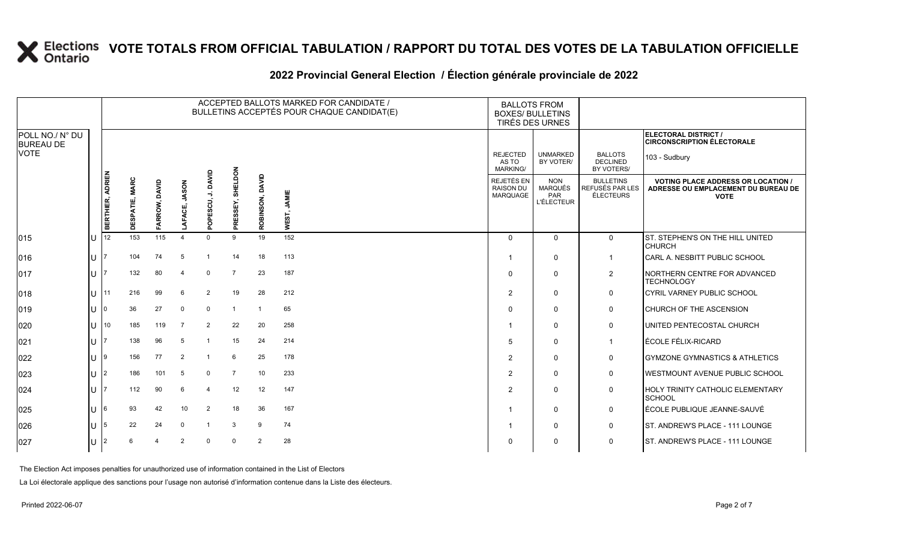# VOTE TOTALS FROM OFFICIAL TABULATION / RAPPORT DU TOTAL DES VOTES DE LA TABULATION OFFICIELLE

## 2022 Provincial General Election / Élection générale provinciale de 2022

ELECTORAL DISTRICT / CIRCONSCRIPTION ÉLECTORALE: 103 - Sudbury

| POLL NO./ N° DU BUREAU DE VOTE | | ACCEPTED BALLOTS MARKED FOR CANDIDATE / BULLETINS ACCEPTÉS POUR CHAQUE CANDIDAT(E) | | | | | | | | BALLOTS FROM BOXES/ BULLETINS TIRÉS DES URNES | | | |
|---|---|---|---|---|---|---|---|---|---|---|---|---|---|
| | | BERTHIER, ADRIEN | DESPATIE, MARC | FARROW, DAVID | LAFACE, JASON | POPESCU, J. DAVID | PRESSEY, SHELDON | ROBINSON, DAVID | WEST, JAMIE | REJECTED AS TO MARKING/ REJETÉS EN RAISON DU MARQUAGE | UNMARKED BY VOTER/ NON MARQUÉS PAR L'ÉLECTEUR | BALLOTS DECLINED BY VOTERS/ BULLETINS REFUSÉS PAR LES ÉLECTEURS | VOTING PLACE ADDRESS OR LOCATION / ADRESSE OU EMPLACEMENT DU BUREAU DE VOTE |
| 015 | U | 12 | 153 | 115 | 4 | 0 | 9 | 19 | 152 | 0 | 0 | 0 | ST. STEPHEN'S ON THE HILL UNITED CHURCH |
| 016 | U | 7 | 104 | 74 | 5 | 1 | 14 | 18 | 113 | 1 | 0 | 1 | CARL A. NESBITT PUBLIC SCHOOL |
| 017 | U | 7 | 132 | 80 | 4 | 0 | 7 | 23 | 187 | 0 | 0 | 2 | NORTHERN CENTRE FOR ADVANCED TECHNOLOGY |
| 018 | U | 11 | 216 | 99 | 6 | 2 | 19 | 28 | 212 | 2 | 0 | 0 | CYRIL VARNEY PUBLIC SCHOOL |
| 019 | U | 0 | 36 | 27 | 0 | 0 | 1 | 1 | 65 | 0 | 0 | 0 | CHURCH OF THE ASCENSION |
| 020 | U | 10 | 185 | 119 | 7 | 2 | 22 | 20 | 258 | 1 | 0 | 0 | UNITED PENTECOSTAL CHURCH |
| 021 | U | 7 | 138 | 96 | 5 | 1 | 15 | 24 | 214 | 5 | 0 | 1 | ÉCOLE FÉLIX-RICARD |
| 022 | U | 9 | 156 | 77 | 2 | 1 | 6 | 25 | 178 | 2 | 0 | 0 | GYMZONE GYMNASTICS & ATHLETICS |
| 023 | U | 2 | 186 | 101 | 5 | 0 | 7 | 10 | 233 | 2 | 0 | 0 | WESTMOUNT AVENUE PUBLIC SCHOOL |
| 024 | U | 7 | 112 | 90 | 6 | 4 | 12 | 12 | 147 | 2 | 0 | 0 | HOLY TRINITY CATHOLIC ELEMENTARY SCHOOL |
| 025 | U | 6 | 93 | 42 | 10 | 2 | 18 | 36 | 167 | 1 | 0 | 0 | ÉCOLE PUBLIQUE JEANNE-SAUVÉ |
| 026 | U | 5 | 22 | 24 | 0 | 1 | 3 | 9 | 74 | 1 | 0 | 0 | ST. ANDREW'S PLACE - 111 LOUNGE |
| 027 | U | 2 | 6 | 4 | 2 | 0 | 0 | 2 | 28 | 0 | 0 | 0 | ST. ANDREW'S PLACE - 111 LOUNGE |

The Election Act imposes penalties for unauthorized use of information contained in the List of Electors

La Loi électorale applique des sanctions pour l'usage non autorisé d'information contenue dans la Liste des électeurs.

Printed 2022-06-07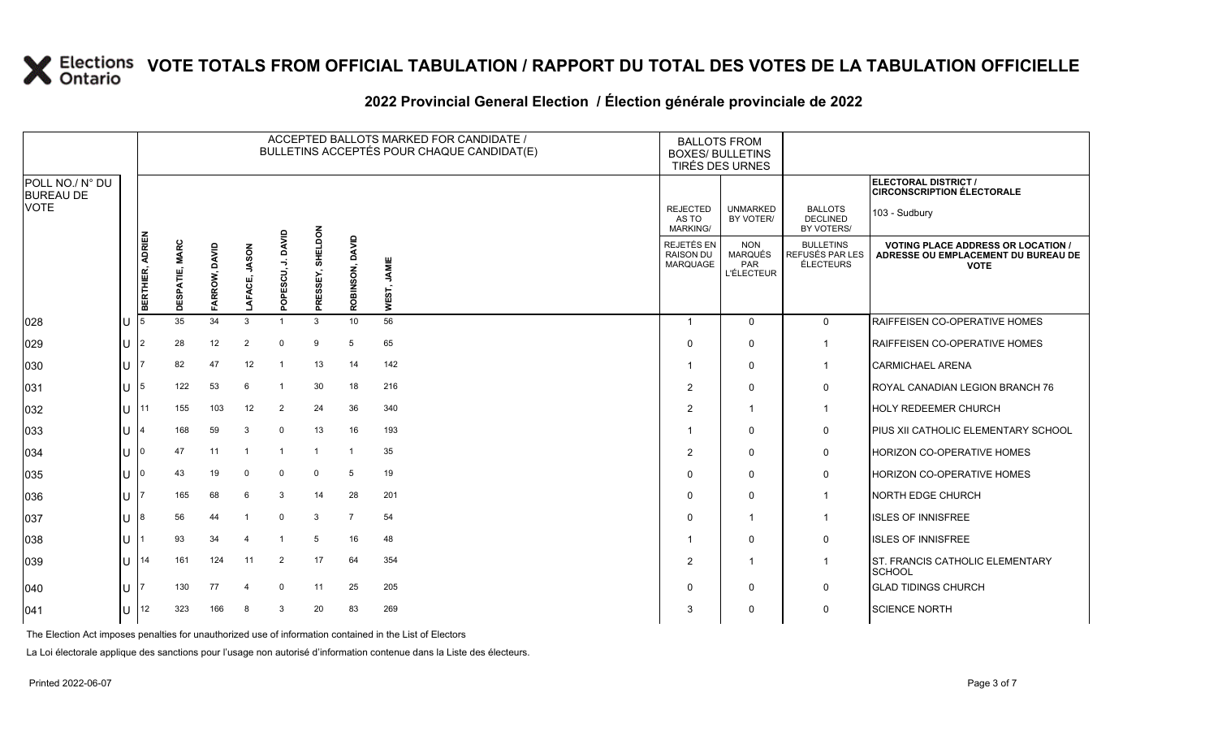# VOTE TOTALS FROM OFFICIAL TABULATION / RAPPORT DU TOTAL DES VOTES DE LA TABULATION OFFICIELLE

## 2022 Provincial General Election / Élection générale provinciale de 2022

ELECTORAL DISTRICT / CIRCONSCRIPTION ÉLECTORALE: 103 - Sudbury

| POLL NO./ N° DU BUREAU DE VOTE | | BERTHIER, ADRIEN | DESPATIE, MARC | FARROW, DAVID | LAFACE, JASON | POPESCU, J. DAVID | PRESSEY, SHELDON | ROBINSON, DAVID | WEST, JAMIE | REJECTED AS TO MARKING/ REJETÉS EN RAISON DU MARQUAGE | UNMARKED BY VOTER/ NON MARQUÉS PAR L'ÉLECTEUR | BALLOTS DECLINED BY VOTERS/ BULLETINS REFUSÉS PAR LES ÉLECTEURS | VOTING PLACE ADDRESS OR LOCATION / ADRESSE OU EMPLACEMENT DU BUREAU DE VOTE |
|---|---|---|---|---|---|---|---|---|---|---|---|---|---|
| 028 | U | 5 | 35 | 34 | 3 | 1 | 3 | 10 | 56 | 1 | 0 | 0 | RAIFFEISEN CO-OPERATIVE HOMES |
| 029 | U | 2 | 28 | 12 | 2 | 0 | 9 | 5 | 65 | 0 | 0 | 1 | RAIFFEISEN CO-OPERATIVE HOMES |
| 030 | U | 7 | 82 | 47 | 12 | 1 | 13 | 14 | 142 | 1 | 0 | 1 | CARMICHAEL ARENA |
| 031 | U | 5 | 122 | 53 | 6 | 1 | 30 | 18 | 216 | 2 | 0 | 0 | ROYAL CANADIAN LEGION BRANCH 76 |
| 032 | U | 11 | 155 | 103 | 12 | 2 | 24 | 36 | 340 | 2 | 1 | 1 | HOLY REDEEMER CHURCH |
| 033 | U | 4 | 168 | 59 | 3 | 0 | 13 | 16 | 193 | 1 | 0 | 0 | PIUS XII CATHOLIC ELEMENTARY SCHOOL |
| 034 | U | 0 | 47 | 11 | 1 | 1 | 1 | 1 | 35 | 2 | 0 | 0 | HORIZON CO-OPERATIVE HOMES |
| 035 | U | 0 | 43 | 19 | 0 | 0 | 0 | 5 | 19 | 0 | 0 | 0 | HORIZON CO-OPERATIVE HOMES |
| 036 | U | 7 | 165 | 68 | 6 | 3 | 14 | 28 | 201 | 0 | 0 | 1 | NORTH EDGE CHURCH |
| 037 | U | 8 | 56 | 44 | 1 | 0 | 3 | 7 | 54 | 0 | 1 | 1 | ISLES OF INNISFREE |
| 038 | U | 1 | 93 | 34 | 4 | 1 | 5 | 16 | 48 | 1 | 0 | 0 | ISLES OF INNISFREE |
| 039 | U | 14 | 161 | 124 | 11 | 2 | 17 | 64 | 354 | 2 | 1 | 1 | ST. FRANCIS CATHOLIC ELEMENTARY SCHOOL |
| 040 | U | 7 | 130 | 77 | 4 | 0 | 11 | 25 | 205 | 0 | 0 | 0 | GLAD TIDINGS CHURCH |
| 041 | U | 12 | 323 | 166 | 8 | 3 | 20 | 83 | 269 | 3 | 0 | 0 | SCIENCE NORTH |

The Election Act imposes penalties for unauthorized use of information contained in the List of Electors

La Loi électorale applique des sanctions pour l'usage non autorisé d'information contenue dans la Liste des électeurs.

Printed 2022-06-07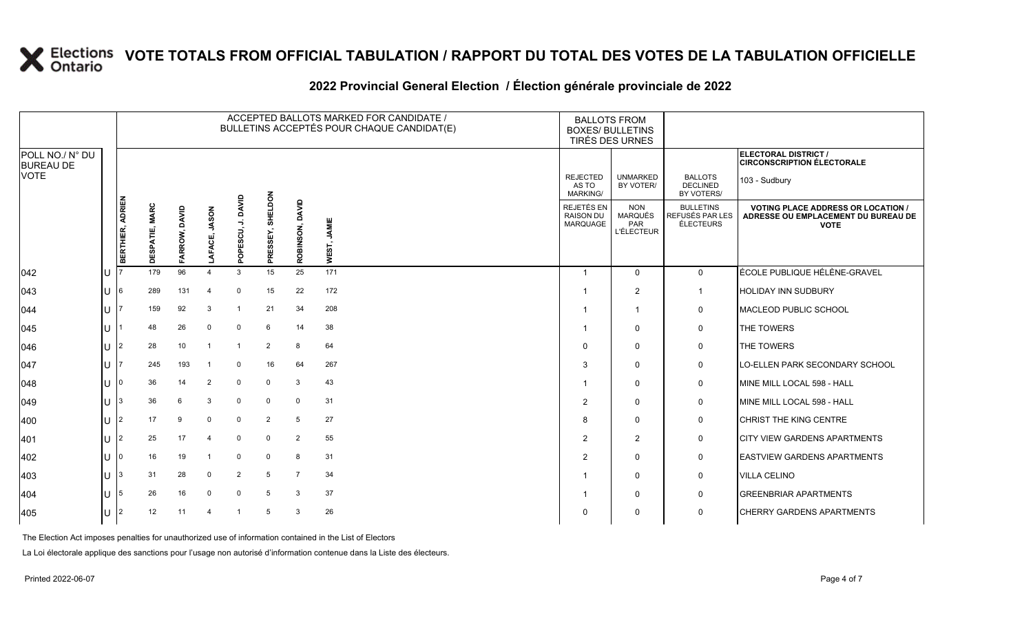# VOTE TOTALS FROM OFFICIAL TABULATION / RAPPORT DU TOTAL DES VOTES DE LA TABULATION OFFICIELLE

## 2022 Provincial General Election / Élection générale provinciale de 2022

ELECTORAL DISTRICT / CIRCONSCRIPTION ÉLECTORALE: 103 - Sudbury

| POLL NO./ N° DU BUREAU DE VOTE | | BERTHIER, ADRIEN | DESPATIE, MARC | FARROW, DAVID | LAFACE, JASON | POPESCU, J. DAVID | PRESSEY, SHELDON | ROBINSON, DAVID | WEST, JAMIE | REJECTED AS TO MARKING/ REJETÉS EN RAISON DU MARQUAGE | UNMARKED BY VOTER/ NON MARQUÉS PAR L'ÉLECTEUR | BALLOTS DECLINED BY VOTERS/ BULLETINS REFUSÉS PAR LES ÉLECTEURS | VOTING PLACE ADDRESS OR LOCATION / ADRESSE OU EMPLACEMENT DU BUREAU DE VOTE |
|---|---|---|---|---|---|---|---|---|---|---|---|---|---|
| 042 | U | 7 | 179 | 96 | 4 | 3 | 15 | 25 | 171 | 1 | 0 | 0 | ÉCOLE PUBLIQUE HÉLÈNE-GRAVEL |
| 043 | U | 6 | 289 | 131 | 4 | 0 | 15 | 22 | 172 | 1 | 2 | 1 | HOLIDAY INN SUDBURY |
| 044 | U | 7 | 159 | 92 | 3 | 1 | 21 | 34 | 208 | 1 | 1 | 0 | MACLEOD PUBLIC SCHOOL |
| 045 | U | 1 | 48 | 26 | 0 | 0 | 6 | 14 | 38 | 1 | 0 | 0 | THE TOWERS |
| 046 | U | 2 | 28 | 10 | 1 | 1 | 2 | 8 | 64 | 0 | 0 | 0 | THE TOWERS |
| 047 | U | 7 | 245 | 193 | 1 | 0 | 16 | 64 | 267 | 3 | 0 | 0 | LO-ELLEN PARK SECONDARY SCHOOL |
| 048 | U | 0 | 36 | 14 | 2 | 0 | 0 | 3 | 43 | 1 | 0 | 0 | MINE MILL LOCAL 598 - HALL |
| 049 | U | 3 | 36 | 6 | 3 | 0 | 0 | 0 | 31 | 2 | 0 | 0 | MINE MILL LOCAL 598 - HALL |
| 400 | U | 2 | 17 | 9 | 0 | 0 | 2 | 5 | 27 | 8 | 0 | 0 | CHRIST THE KING CENTRE |
| 401 | U | 2 | 25 | 17 | 4 | 0 | 0 | 2 | 55 | 2 | 2 | 0 | CITY VIEW GARDENS APARTMENTS |
| 402 | U | 0 | 16 | 19 | 1 | 0 | 0 | 8 | 31 | 2 | 0 | 0 | EASTVIEW GARDENS APARTMENTS |
| 403 | U | 3 | 31 | 28 | 0 | 2 | 5 | 7 | 34 | 1 | 0 | 0 | VILLA CELINO |
| 404 | U | 5 | 26 | 16 | 0 | 0 | 5 | 3 | 37 | 1 | 0 | 0 | GREENBRIAR APARTMENTS |
| 405 | U | 2 | 12 | 11 | 4 | 1 | 5 | 3 | 26 | 0 | 0 | 0 | CHERRY GARDENS APARTMENTS |

The Election Act imposes penalties for unauthorized use of information contained in the List of Electors

La Loi électorale applique des sanctions pour l'usage non autorisé d'information contenue dans la Liste des électeurs.

Printed 2022-06-07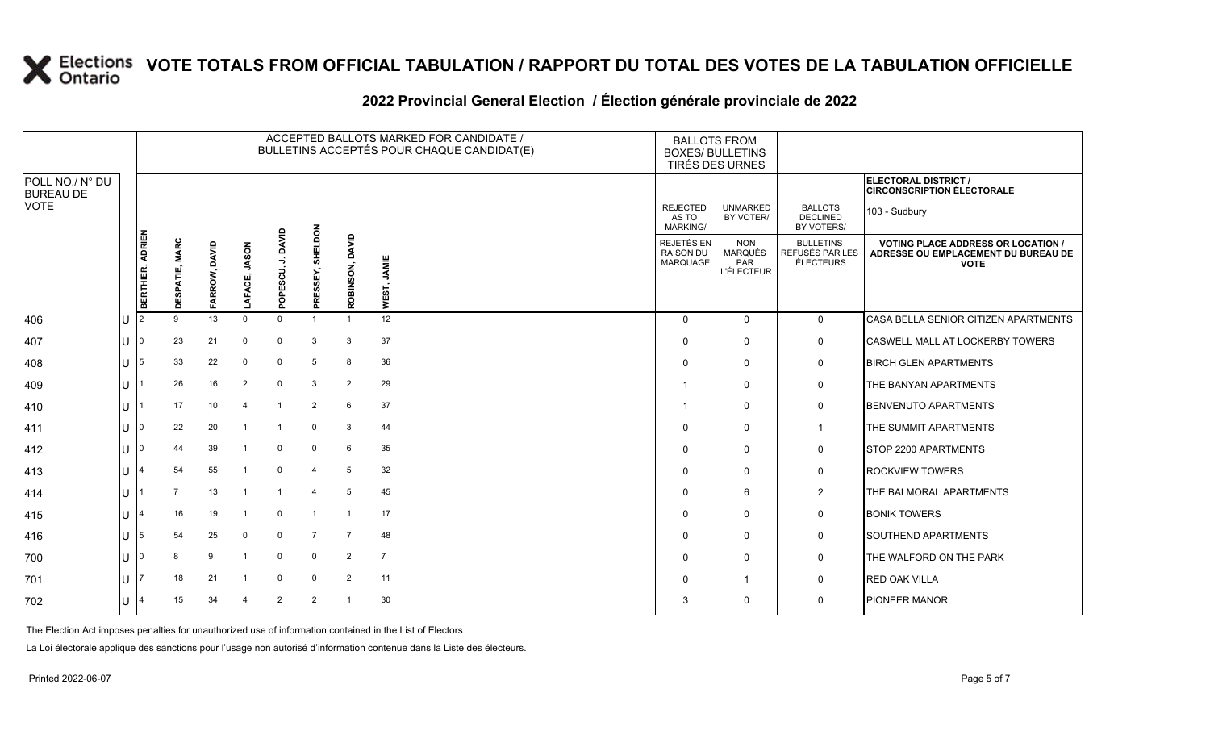# VOTE TOTALS FROM OFFICIAL TABULATION / RAPPORT DU TOTAL DES VOTES DE LA TABULATION OFFICIELLE

## 2022 Provincial General Election / Élection générale provinciale de 2022

| POLL NO./ N° DU BUREAU DE VOTE | | BERTHIER, ADRIEN | DESPATIE, MARC | FARROW, DAVID | LAFACE, JASON | POPESCU, J. DAVID | PRESSEY, SHELDON | ROBINSON, DAVID | WEST, JAMIE | REJECTED AS TO MARKING/ REJETÉS EN RAISON DU MARQUAGE | UNMARKED BY VOTER/ NON MARQUÉS PAR L'ÉLECTEUR | BALLOTS DECLINED BY VOTERS/ BULLETINS REFUSÉS PAR LES ÉLECTEURS | ELECTORAL DISTRICT / CIRCONSCRIPTION ÉLECTORALE: 103 - Sudbury — VOTING PLACE ADDRESS OR LOCATION / ADRESSE OU EMPLACEMENT DU BUREAU DE VOTE |
|---|---|---|---|---|---|---|---|---|---|---|---|---|---|
| 406 | U | 2 | 9 | 13 | 0 | 0 | 1 | 1 | 12 | 0 | 0 | 0 | CASA BELLA SENIOR CITIZEN APARTMENTS |
| 407 | U | 0 | 23 | 21 | 0 | 0 | 3 | 3 | 37 | 0 | 0 | 0 | CASWELL MALL AT LOCKERBY TOWERS |
| 408 | U | 5 | 33 | 22 | 0 | 0 | 5 | 8 | 36 | 0 | 0 | 0 | BIRCH GLEN APARTMENTS |
| 409 | U | 1 | 26 | 16 | 2 | 0 | 3 | 2 | 29 | 1 | 0 | 0 | THE BANYAN APARTMENTS |
| 410 | U | 1 | 17 | 10 | 4 | 1 | 2 | 6 | 37 | 1 | 0 | 0 | BENVENUTO APARTMENTS |
| 411 | U | 0 | 22 | 20 | 1 | 1 | 0 | 3 | 44 | 0 | 0 | 1 | THE SUMMIT APARTMENTS |
| 412 | U | 0 | 44 | 39 | 1 | 0 | 0 | 6 | 35 | 0 | 0 | 0 | STOP 2200 APARTMENTS |
| 413 | U | 4 | 54 | 55 | 1 | 0 | 4 | 5 | 32 | 0 | 0 | 0 | ROCKVIEW TOWERS |
| 414 | U | 1 | 7 | 13 | 1 | 1 | 4 | 5 | 45 | 0 | 6 | 2 | THE BALMORAL APARTMENTS |
| 415 | U | 4 | 16 | 19 | 1 | 0 | 1 | 1 | 17 | 0 | 0 | 0 | BONIK TOWERS |
| 416 | U | 5 | 54 | 25 | 0 | 0 | 7 | 7 | 48 | 0 | 0 | 0 | SOUTHEND APARTMENTS |
| 700 | U | 0 | 8 | 9 | 1 | 0 | 0 | 2 | 7 | 0 | 0 | 0 | THE WALFORD ON THE PARK |
| 701 | U | 7 | 18 | 21 | 1 | 0 | 0 | 2 | 11 | 0 | 1 | 0 | RED OAK VILLA |
| 702 | U | 4 | 15 | 34 | 4 | 2 | 2 | 1 | 30 | 3 | 0 | 0 | PIONEER MANOR |

The Election Act imposes penalties for unauthorized use of information contained in the List of Electors

La Loi électorale applique des sanctions pour l'usage non autorisé d'information contenue dans la Liste des électeurs.

Printed 2022-06-07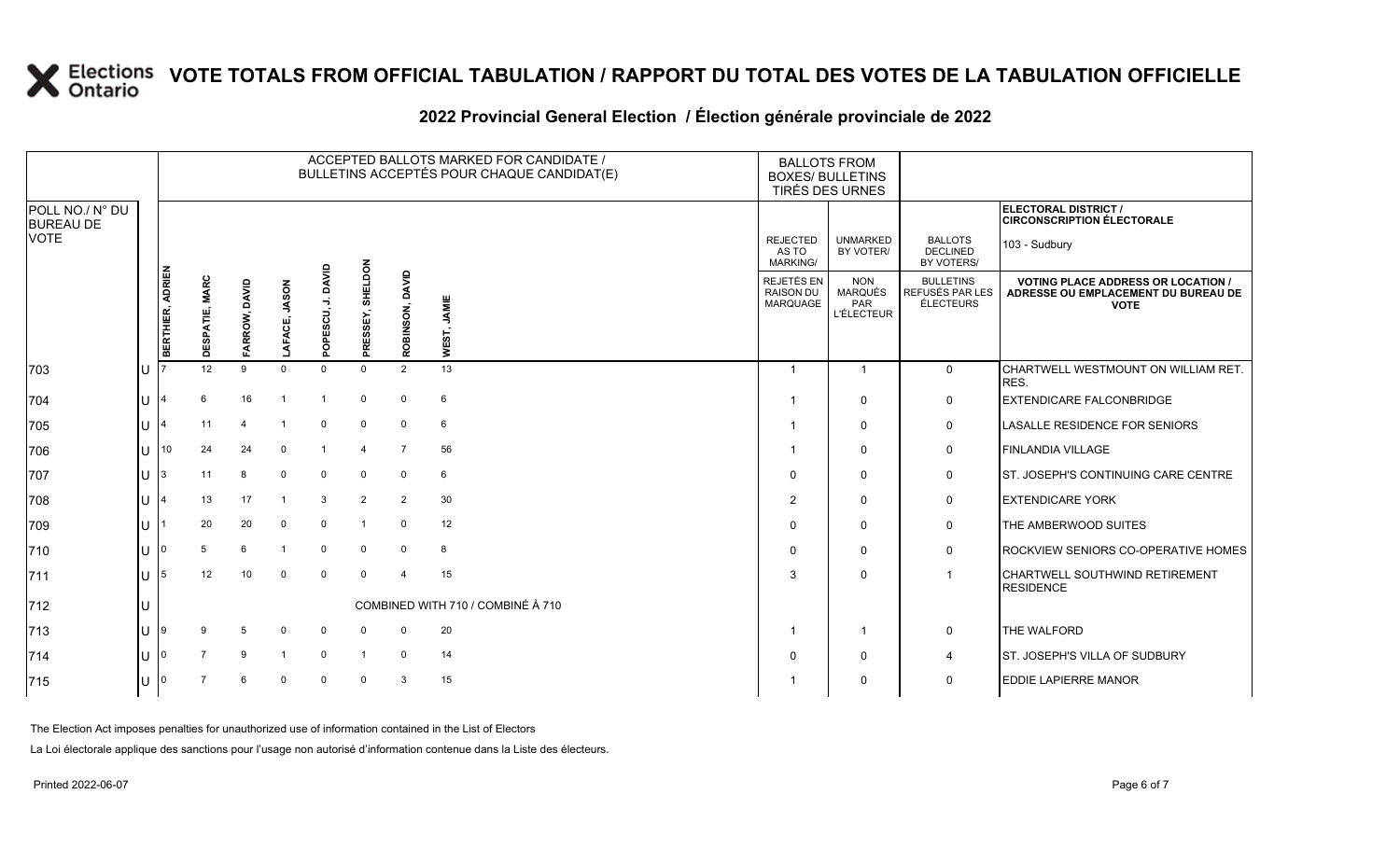# VOTE TOTALS FROM OFFICIAL TABULATION / RAPPORT DU TOTAL DES VOTES DE LA TABULATION OFFICIELLE

## 2022 Provincial General Election / Élection générale provinciale de 2022

ELECTORAL DISTRICT / CIRCONSCRIPTION ÉLECTORALE: 103 - Sudbury

| POLL NO./ N° DU BUREAU DE VOTE | | ACCEPTED BALLOTS MARKED FOR CANDIDATE / BULLETINS ACCEPTÉS POUR CHAQUE CANDIDAT(E) | | | | | | | | BALLOTS FROM BOXES/ BULLETINS TIRÉS DES URNES | | | |
|---|---|---|---|---|---|---|---|---|---|---|---|---|---|
| | | BERTHIER, ADRIEN | DESPATIE, MARC | FARROW, DAVID | LAFACE, JASON | POPESCU, J. DAVID | PRESSEY, SHELDON | ROBINSON, DAVID | WEST, JAMIE | REJECTED AS TO MARKING/ REJETÉS EN RAISON DU MARQUAGE | UNMARKED BY VOTER/ NON MARQUÉS PAR L'ÉLECTEUR | BALLOTS DECLINED BY VOTERS/ BULLETINS REFUSÉS PAR LES ÉLECTEURS | VOTING PLACE ADDRESS OR LOCATION / ADRESSE OU EMPLACEMENT DU BUREAU DE VOTE |
| 703 | U | 7 | 12 | 9 | 0 | 0 | 0 | 2 | 13 | 1 | 1 | 0 | CHARTWELL WESTMOUNT ON WILLIAM RET. RES. |
| 704 | U | 4 | 6 | 16 | 1 | 1 | 0 | 0 | 6 | 1 | 0 | 0 | EXTENDICARE FALCONBRIDGE |
| 705 | U | 4 | 11 | 4 | 1 | 0 | 0 | 0 | 6 | 1 | 0 | 0 | LASALLE RESIDENCE FOR SENIORS |
| 706 | U | 10 | 24 | 24 | 0 | 1 | 4 | 7 | 56 | 1 | 0 | 0 | FINLANDIA VILLAGE |
| 707 | U | 3 | 11 | 8 | 0 | 0 | 0 | 0 | 6 | 0 | 0 | 0 | ST. JOSEPH'S CONTINUING CARE CENTRE |
| 708 | U | 4 | 13 | 17 | 1 | 3 | 2 | 2 | 30 | 2 | 0 | 0 | EXTENDICARE YORK |
| 709 | U | 1 | 20 | 20 | 0 | 0 | 1 | 0 | 12 | 0 | 0 | 0 | THE AMBERWOOD SUITES |
| 710 | U | 0 | 5 | 6 | 1 | 0 | 0 | 0 | 8 | 0 | 0 | 0 | ROCKVIEW SENIORS CO-OPERATIVE HOMES |
| 711 | U | 5 | 12 | 10 | 0 | 0 | 0 | 4 | 15 | 3 | 0 | 1 | CHARTWELL SOUTHWIND RETIREMENT RESIDENCE |
| 712 | U | COMBINED WITH 710 / COMBINÉ À 710 | | | | | | | | | | | |
| 713 | U | 9 | 9 | 5 | 0 | 0 | 0 | 0 | 20 | 1 | 1 | 0 | THE WALFORD |
| 714 | U | 0 | 7 | 9 | 1 | 0 | 1 | 0 | 14 | 0 | 0 | 4 | ST. JOSEPH'S VILLA OF SUDBURY |
| 715 | U | 0 | 7 | 6 | 0 | 0 | 0 | 3 | 15 | 1 | 0 | 0 | EDDIE LAPIERRE MANOR |

The Election Act imposes penalties for unauthorized use of information contained in the List of Electors

La Loi électorale applique des sanctions pour l'usage non autorisé d'information contenue dans la Liste des électeurs.

Printed 2022-06-07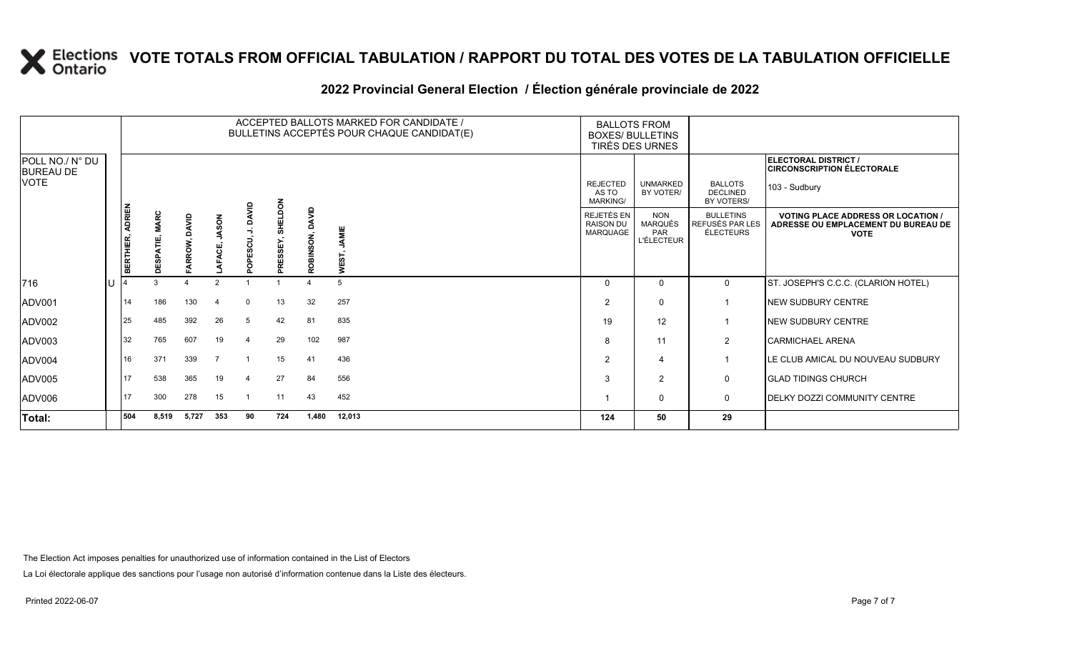# VOTE TOTALS FROM OFFICIAL TABULATION / RAPPORT DU TOTAL DES VOTES DE LA TABULATION OFFICIELLE

## 2022 Provincial General Election / Élection générale provinciale de 2022

| POLL NO./ N° DU BUREAU DE VOTE | | ACCEPTED BALLOTS MARKED FOR CANDIDATE / BULLETINS ACCEPTÉS POUR CHAQUE CANDIDAT(E) | | | | | | | | BALLOTS FROM BOXES/ BULLETINS TIRÉS DES URNES | | | ELECTORAL DISTRICT / CIRCONSCRIPTION ÉLECTORALE 103 - Sudbury |
|---|---|---|---|---|---|---|---|---|---|---|---|---|---|
| | | BERTHIER, ADRIEN | DESPATIE, MARC | FARROW, DAVID | LAFACE, JASON | POPESCU, J. DAVID | PRESSEY, SHELDON | ROBINSON, DAVID | WEST, JAMIE | REJECTED AS TO MARKING/ REJETÉS EN RAISON DU MARQUAGE | UNMARKED BY VOTER/ NON MARQUÉS PAR L'ÉLECTEUR | BALLOTS DECLINED BY VOTERS/ BULLETINS REFUSÉS PAR LES ÉLECTEURS | VOTING PLACE ADDRESS OR LOCATION / ADRESSE OU EMPLACEMENT DU BUREAU DE VOTE |
| 716 | U | 4 | 3 | 4 | 2 | 1 | 1 | 4 | 5 | 0 | 0 | 0 | ST. JOSEPH'S C.C.C. (CLARION HOTEL) |
| ADV001 | | 14 | 186 | 130 | 4 | 0 | 13 | 32 | 257 | 2 | 0 | 1 | NEW SUDBURY CENTRE |
| ADV002 | | 25 | 485 | 392 | 26 | 5 | 42 | 81 | 835 | 19 | 12 | 1 | NEW SUDBURY CENTRE |
| ADV003 | | 32 | 765 | 607 | 19 | 4 | 29 | 102 | 987 | 8 | 11 | 2 | CARMICHAEL ARENA |
| ADV004 | | 16 | 371 | 339 | 7 | 1 | 15 | 41 | 436 | 2 | 4 | 1 | LE CLUB AMICAL DU NOUVEAU SUDBURY |
| ADV005 | | 17 | 538 | 365 | 19 | 4 | 27 | 84 | 556 | 3 | 2 | 0 | GLAD TIDINGS CHURCH |
| ADV006 | | 17 | 300 | 278 | 15 | 1 | 11 | 43 | 452 | 1 | 0 | 0 | DELKY DOZZI COMMUNITY CENTRE |
| **Total:** | | 504 | 8,519 | 5,727 | 353 | 90 | 724 | 1,480 | 12,013 | 124 | 50 | 29 | |

The Election Act imposes penalties for unauthorized use of information contained in the List of Electors

La Loi électorale applique des sanctions pour l'usage non autorisé d'information contenue dans la Liste des électeurs.

Printed 2022-06-07